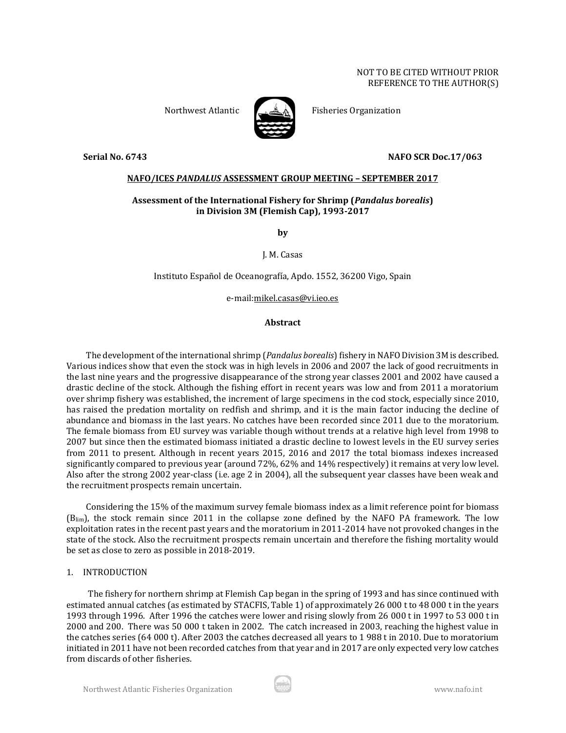NOT TO BE CITED WITHOUT PRIOR
REFERENCE TO THE AUTHOR(S)

Northwest Atlantic Fisheries Organization

**Serial No. 6743** **NAFO SCR Doc.17/063**

**NAFO/ICES *PANDALUS* ASSESSMENT GROUP MEETING – SEPTEMBER 2017**

**Assessment of the International Fishery for Shrimp (*Pandalus borealis*) in Division 3M (Flemish Cap), 1993-2017**

**by**

J. M. Casas

Instituto Español de Oceanografía, Apdo. 1552, 36200 Vigo, Spain

e-mail:mikel.casas@vi.ieo.es

**Abstract**

The development of the international shrimp (*Pandalus borealis*) fishery in NAFO Division 3M is described. Various indices show that even the stock was in high levels in 2006 and 2007 the lack of good recruitments in the last nine years and the progressive disappearance of the strong year classes 2001 and 2002 have caused a drastic decline of the stock. Although the fishing effort in recent years was low and from 2011 a moratorium over shrimp fishery was established, the increment of large specimens in the cod stock, especially since 2010, has raised the predation mortality on redfish and shrimp, and it is the main factor inducing the decline of abundance and biomass in the last years. No catches have been recorded since 2011 due to the moratorium. The female biomass from EU survey was variable though without trends at a relative high level from 1998 to 2007 but since then the estimated biomass initiated a drastic decline to lowest levels in the EU survey series from 2011 to present. Although in recent years 2015, 2016 and 2017 the total biomass indexes increased significantly compared to previous year (around 72%, 62% and 14% respectively) it remains at very low level. Also after the strong 2002 year-class (i.e. age 2 in 2004), all the subsequent year classes have been weak and the recruitment prospects remain uncertain.

Considering the 15% of the maximum survey female biomass index as a limit reference point for biomass ($B_{lim}$), the stock remain since 2011 in the collapse zone defined by the NAFO PA framework. The low exploitation rates in the recent past years and the moratorium in 2011-2014 have not provoked changes in the state of the stock. Also the recruitment prospects remain uncertain and therefore the fishing mortality would be set as close to zero as possible in 2018-2019.

## 1. INTRODUCTION

The fishery for northern shrimp at Flemish Cap began in the spring of 1993 and has since continued with estimated annual catches (as estimated by STACFIS, Table 1) of approximately 26 000 t to 48 000 t in the years 1993 through 1996. After 1996 the catches were lower and rising slowly from 26 000 t in 1997 to 53 000 t in 2000 and 200. There was 50 000 t taken in 2002. The catch increased in 2003, reaching the highest value in the catches series (64 000 t). After 2003 the catches decreased all years to 1 988 t in 2010. Due to moratorium initiated in 2011 have not been recorded catches from that year and in 2017 are only expected very low catches from discards of other fisheries.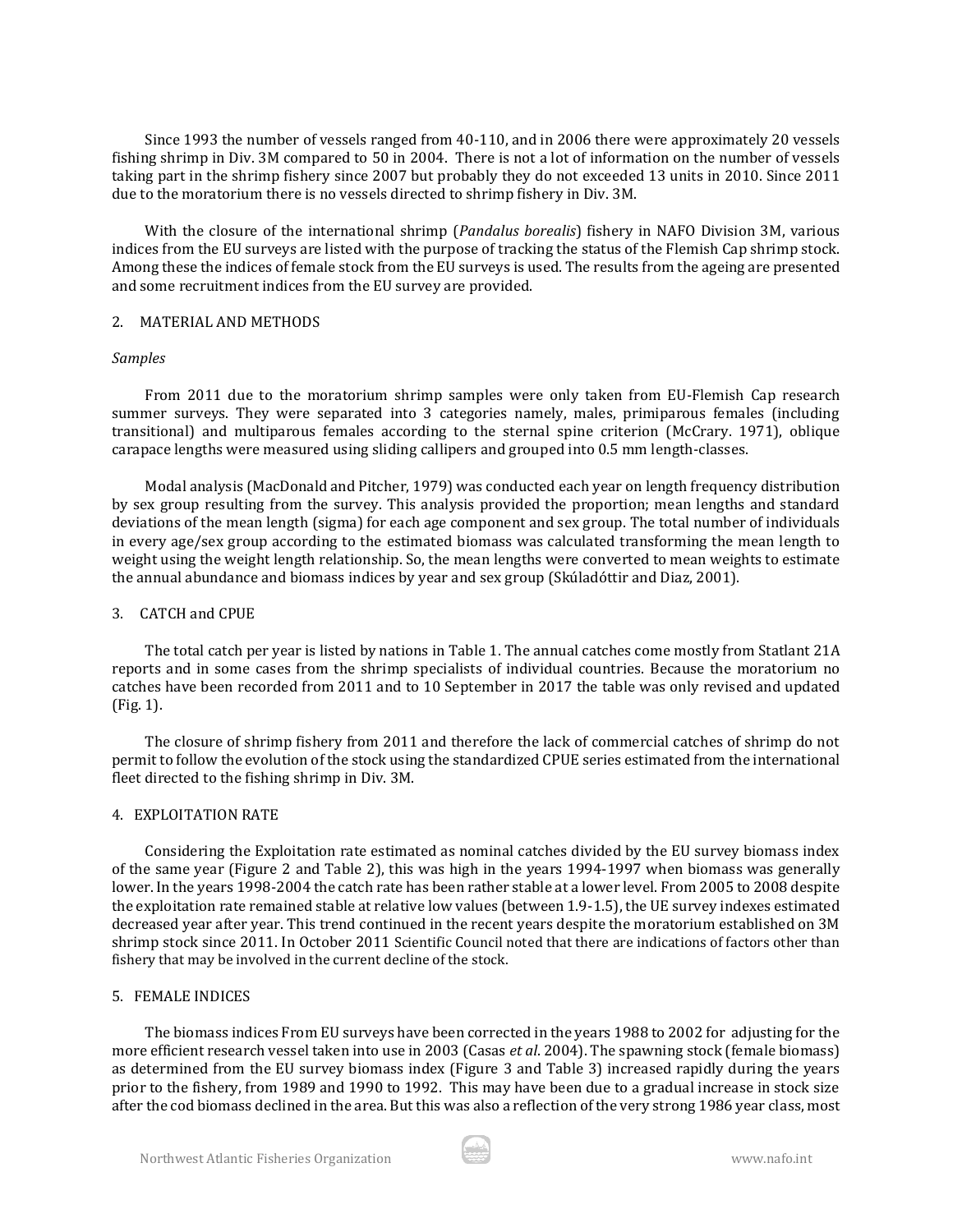Since 1993 the number of vessels ranged from 40-110, and in 2006 there were approximately 20 vessels fishing shrimp in Div. 3M compared to 50 in 2004. There is not a lot of information on the number of vessels taking part in the shrimp fishery since 2007 but probably they do not exceeded 13 units in 2010. Since 2011 due to the moratorium there is no vessels directed to shrimp fishery in Div. 3M.

With the closure of the international shrimp (*Pandalus borealis*) fishery in NAFO Division 3M, various indices from the EU surveys are listed with the purpose of tracking the status of the Flemish Cap shrimp stock. Among these the indices of female stock from the EU surveys is used. The results from the ageing are presented and some recruitment indices from the EU survey are provided.

## 2. MATERIAL AND METHODS

*Samples*

From 2011 due to the moratorium shrimp samples were only taken from EU-Flemish Cap research summer surveys. They were separated into 3 categories namely, males, primiparous females (including transitional) and multiparous females according to the sternal spine criterion (McCrary. 1971), oblique carapace lengths were measured using sliding callipers and grouped into 0.5 mm length-classes.

Modal analysis (MacDonald and Pitcher, 1979) was conducted each year on length frequency distribution by sex group resulting from the survey. This analysis provided the proportion; mean lengths and standard deviations of the mean length (sigma) for each age component and sex group. The total number of individuals in every age/sex group according to the estimated biomass was calculated transforming the mean length to weight using the weight length relationship. So, the mean lengths were converted to mean weights to estimate the annual abundance and biomass indices by year and sex group (Skúladóttir and Diaz, 2001).

## 3. CATCH and CPUE

The total catch per year is listed by nations in Table 1. The annual catches come mostly from Statlant 21A reports and in some cases from the shrimp specialists of individual countries. Because the moratorium no catches have been recorded from 2011 and to 10 September in 2017 the table was only revised and updated (Fig. 1).

The closure of shrimp fishery from 2011 and therefore the lack of commercial catches of shrimp do not permit to follow the evolution of the stock using the standardized CPUE series estimated from the international fleet directed to the fishing shrimp in Div. 3M.

## 4. EXPLOITATION RATE

Considering the Exploitation rate estimated as nominal catches divided by the EU survey biomass index of the same year (Figure 2 and Table 2), this was high in the years 1994-1997 when biomass was generally lower. In the years 1998-2004 the catch rate has been rather stable at a lower level. From 2005 to 2008 despite the exploitation rate remained stable at relative low values (between 1.9-1.5), the UE survey indexes estimated decreased year after year. This trend continued in the recent years despite the moratorium established on 3M shrimp stock since 2011. In October 2011 Scientific Council noted that there are indications of factors other than fishery that may be involved in the current decline of the stock.

## 5. FEMALE INDICES

The biomass indices From EU surveys have been corrected in the years 1988 to 2002 for adjusting for the more efficient research vessel taken into use in 2003 (Casas *et al*. 2004). The spawning stock (female biomass) as determined from the EU survey biomass index (Figure 3 and Table 3) increased rapidly during the years prior to the fishery, from 1989 and 1990 to 1992. This may have been due to a gradual increase in stock size after the cod biomass declined in the area. But this was also a reflection of the very strong 1986 year class, most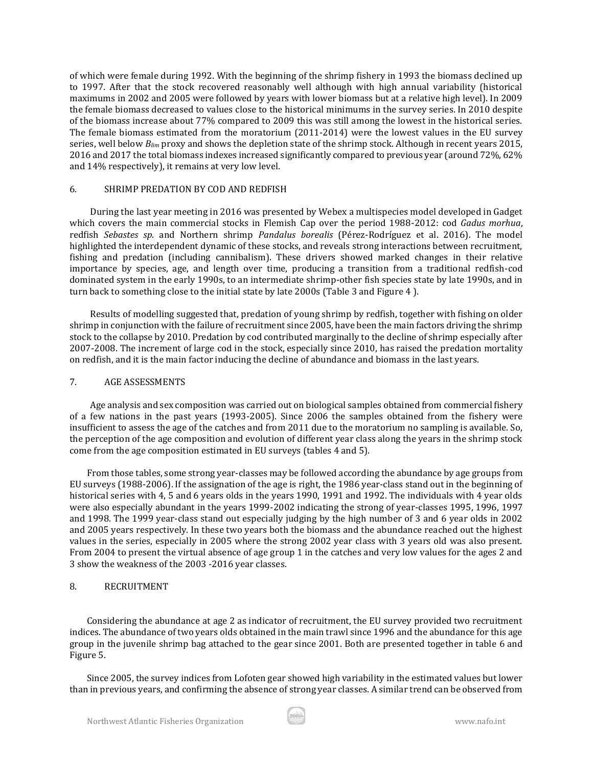of which were female during 1992. With the beginning of the shrimp fishery in 1993 the biomass declined up to 1997. After that the stock recovered reasonably well although with high annual variability (historical maximums in 2002 and 2005 were followed by years with lower biomass but at a relative high level). In 2009 the female biomass decreased to values close to the historical minimums in the survey series. In 2010 despite of the biomass increase about 77% compared to 2009 this was still among the lowest in the historical series. The female biomass estimated from the moratorium (2011-2014) were the lowest values in the EU survey series, well below $B_{lim}$ proxy and shows the depletion state of the shrimp stock. Although in recent years 2015, 2016 and 2017 the total biomass indexes increased significantly compared to previous year (around 72%, 62% and 14% respectively), it remains at very low level.

## 6. SHRIMP PREDATION BY COD AND REDFISH

During the last year meeting in 2016 was presented by Webex a multispecies model developed in Gadget which covers the main commercial stocks in Flemish Cap over the period 1988-2012: cod *Gadus morhua*, redfish *Sebastes sp*. and Northern shrimp *Pandalus borealis* (Pérez-Rodríguez et al. 2016). The model highlighted the interdependent dynamic of these stocks, and reveals strong interactions between recruitment, fishing and predation (including cannibalism). These drivers showed marked changes in their relative importance by species, age, and length over time, producing a transition from a traditional redfish-cod dominated system in the early 1990s, to an intermediate shrimp-other fish species state by late 1990s, and in turn back to something close to the initial state by late 2000s (Table 3 and Figure 4 ).

Results of modelling suggested that, predation of young shrimp by redfish, together with fishing on older shrimp in conjunction with the failure of recruitment since 2005, have been the main factors driving the shrimp stock to the collapse by 2010. Predation by cod contributed marginally to the decline of shrimp especially after 2007-2008. The increment of large cod in the stock, especially since 2010, has raised the predation mortality on redfish, and it is the main factor inducing the decline of abundance and biomass in the last years.

## 7. AGE ASSESSMENTS

Age analysis and sex composition was carried out on biological samples obtained from commercial fishery of a few nations in the past years (1993-2005). Since 2006 the samples obtained from the fishery were insufficient to assess the age of the catches and from 2011 due to the moratorium no sampling is available. So, the perception of the age composition and evolution of different year class along the years in the shrimp stock come from the age composition estimated in EU surveys (tables 4 and 5).

From those tables, some strong year-classes may be followed according the abundance by age groups from EU surveys (1988-2006). If the assignation of the age is right, the 1986 year-class stand out in the beginning of historical series with 4, 5 and 6 years olds in the years 1990, 1991 and 1992. The individuals with 4 year olds were also especially abundant in the years 1999-2002 indicating the strong of year-classes 1995, 1996, 1997 and 1998. The 1999 year-class stand out especially judging by the high number of 3 and 6 year olds in 2002 and 2005 years respectively. In these two years both the biomass and the abundance reached out the highest values in the series, especially in 2005 where the strong 2002 year class with 3 years old was also present. From 2004 to present the virtual absence of age group 1 in the catches and very low values for the ages 2 and 3 show the weakness of the 2003 -2016 year classes.

## 8. RECRUITMENT

Considering the abundance at age 2 as indicator of recruitment, the EU survey provided two recruitment indices. The abundance of two years olds obtained in the main trawl since 1996 and the abundance for this age group in the juvenile shrimp bag attached to the gear since 2001. Both are presented together in table 6 and Figure 5.

Since 2005, the survey indices from Lofoten gear showed high variability in the estimated values but lower than in previous years, and confirming the absence of strong year classes. A similar trend can be observed from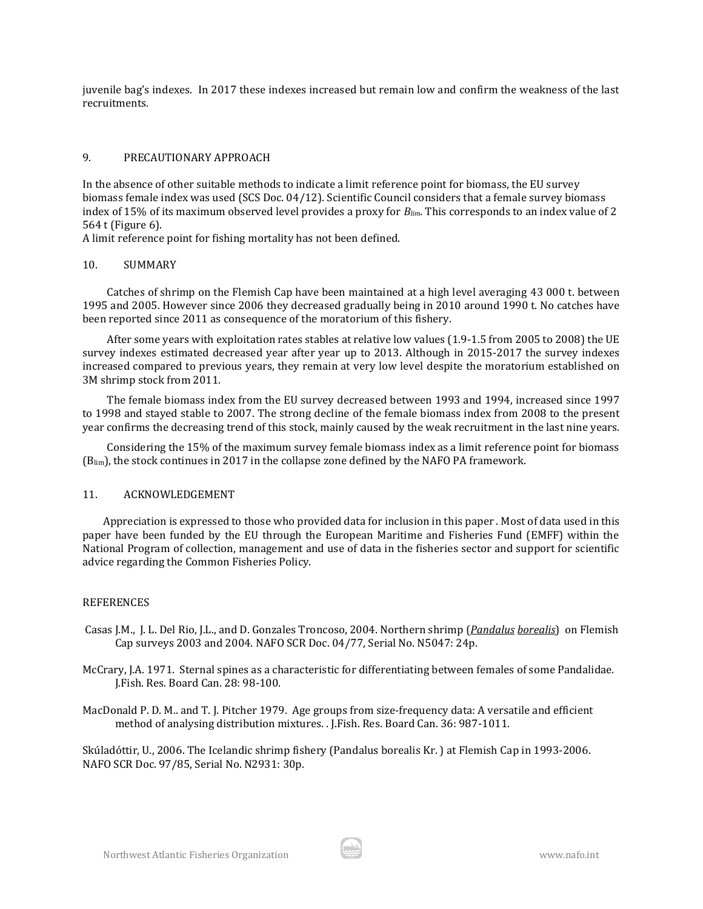juvenile bag's indexes. In 2017 these indexes increased but remain low and confirm the weakness of the last recruitments.

## 9. PRECAUTIONARY APPROACH

In the absence of other suitable methods to indicate a limit reference point for biomass, the EU survey biomass female index was used (SCS Doc. 04/12). Scientific Council considers that a female survey biomass index of 15% of its maximum observed level provides a proxy for $B_{lim}$. This corresponds to an index value of 2 564 t (Figure 6).

A limit reference point for fishing mortality has not been defined.

## 10. SUMMARY

Catches of shrimp on the Flemish Cap have been maintained at a high level averaging 43 000 t. between 1995 and 2005. However since 2006 they decreased gradually being in 2010 around 1990 t. No catches have been reported since 2011 as consequence of the moratorium of this fishery.

After some years with exploitation rates stables at relative low values (1.9-1.5 from 2005 to 2008) the UE survey indexes estimated decreased year after year up to 2013. Although in 2015-2017 the survey indexes increased compared to previous years, they remain at very low level despite the moratorium established on 3M shrimp stock from 2011.

The female biomass index from the EU survey decreased between 1993 and 1994, increased since 1997 to 1998 and stayed stable to 2007. The strong decline of the female biomass index from 2008 to the present year confirms the decreasing trend of this stock, mainly caused by the weak recruitment in the last nine years.

Considering the 15% of the maximum survey female biomass index as a limit reference point for biomass ($B_{lim}$), the stock continues in 2017 in the collapse zone defined by the NAFO PA framework.

## 11. ACKNOWLEDGEMENT

Appreciation is expressed to those who provided data for inclusion in this paper . Most of data used in this paper have been funded by the EU through the European Maritime and Fisheries Fund (EMFF) within the National Program of collection, management and use of data in the fisheries sector and support for scientific advice regarding the Common Fisheries Policy.

## REFERENCES

Casas J.M., J. L. Del Rio, J.L., and D. Gonzales Troncoso, 2004. Northern shrimp (*Pandalus borealis*) on Flemish Cap surveys 2003 and 2004. NAFO SCR Doc. 04/77, Serial No. N5047: 24p.

McCrary, J.A. 1971. Sternal spines as a characteristic for differentiating between females of some Pandalidae. J.Fish. Res. Board Can. 28: 98-100.

MacDonald P. D. M.. and T. J. Pitcher 1979. Age groups from size-frequency data: A versatile and efficient method of analysing distribution mixtures. . J.Fish. Res. Board Can. 36: 987-1011.

Skúladóttir, U., 2006. The Icelandic shrimp fishery (Pandalus borealis Kr. ) at Flemish Cap in 1993-2006. NAFO SCR Doc. 97/85, Serial No. N2931: 30p.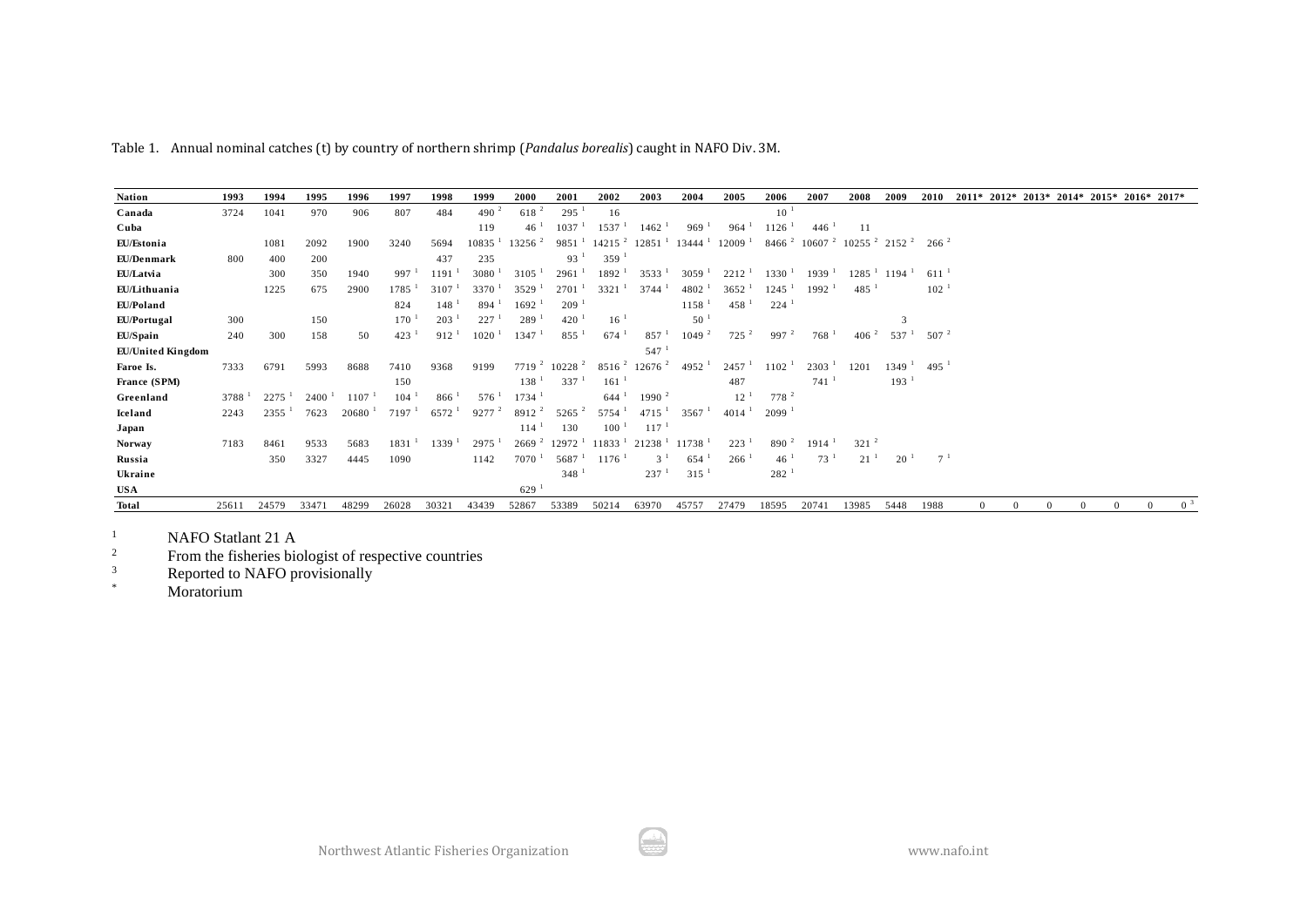Table 1. Annual nominal catches (t) by country of northern shrimp (*Pandalus borealis*) caught in NAFO Div. 3M.

| Nation | 1993 | 1994 | 1995 | 1996 | 1997 | 1998 | 1999 | 2000 | 2001 | 2002 | 2003 | 2004 | 2005 | 2006 | 2007 | 2008 | 2009 | 2010 | 2011* | 2012* | 2013* | 2014* | 2015* | 2016* | 2017* |
|---|---|---|---|---|---|---|---|---|---|---|---|---|---|---|---|---|---|---|---|---|---|---|---|---|---|
| **Canada** | 3724 | 1041 | 970 | 906 | 807 | 484 | 490 [2] | 618 [2] | 295 [1] | 16 | | | | 10 [1] | | | | | | | | | | | |
| **Cuba** | | | | | | | 119 | 46 [1] | 1037 [1] | 1537 [1] | 1462 [1] | 969 [1] | 964 [1] | 1126 [1] | 446 [1] | 11 | | | | | | | | | |
| **EU/Estonia** | | 1081 | 2092 | 1900 | 3240 | 5694 | 10835 [1] | 13256 [2] | 9851 [1] | 14215 [2] | 12851 [1] | 13444 [1] | 12009 [1] | 8466 [2] | 10607 [2] | 10255 [2] | 2152 [2] | 266 [2] | | | | | | | |
| **EU/Denmark** | 800 | 400 | 200 | | | 437 | 235 | | 93 [1] | 359 [1] | | | | | | | | | | | | | | | |
| **EU/Latvia** | | 300 | 350 | 1940 | 997 [1] | 1191 [1] | 3080 [1] | 3105 [1] | 2961 [1] | 1892 [1] | 3533 [1] | 3059 [1] | 2212 [1] | 1330 [1] | 1939 [1] | 1285 [1] | 1194 [1] | 611 [1] | | | | | | | |
| **EU/Lithuania** | | 1225 | 675 | 2900 | 1785 [1] | 3107 [1] | 3370 [1] | 3529 [1] | 2701 [1] | 3321 [1] | 3744 [1] | 4802 [1] | 3652 [1] | 1245 [1] | 1992 [1] | 485 [1] | | 102 [1] | | | | | | | |
| **EU/Poland** | | | | | 824 | 148 [1] | 894 [1] | 1692 [1] | 209 [1] | | | 1158 [1] | 458 [1] | 224 [1] | | | | | | | | | | | |
| **EU/Portugal** | 300 | | 150 | | 170 [1] | 203 [1] | 227 [1] | 289 [1] | 420 [1] | 16 [1] | | 50 [1] | | | | | 3 | | | | | | | | |
| **EU/Spain** | 240 | 300 | 158 | 50 | 423 [1] | 912 [1] | 1020 [1] | 1347 [1] | 855 [1] | 674 [1] | 857 [1] | 1049 [2] | 725 [2] | 997 [2] | 768 [1] | 406 [2] | 537 [1] | 507 [2] | | | | | | | |
| **EU/United Kingdom** | | | | | | | | | | | 547 [1] | | | | | | | | | | | | | | |
| **Faroe Is.** | 7333 | 6791 | 5993 | 8688 | 7410 | 9368 | 9199 | 7719 [2] | 10228 [2] | 8516 [2] | 12676 [2] | 4952 [1] | 2457 [1] | 1102 [1] | 2303 [1] | 1201 | 1349 [1] | 495 [1] | | | | | | | |
| **France (SPM)** | | | | | 150 | | | 138 [1] | 337 [1] | 161 [1] | | | 487 | | 741 [1] | | 193 [1] | | | | | | | | |
| **Greenland** | 3788 [1] | 2275 [1] | 2400 [1] | 1107 [1] | 104 [1] | 866 [1] | 576 [1] | 1734 [1] | | 644 [1] | 1990 [2] | | 12 [1] | 778 [2] | | | | | | | | | | | |
| **Iceland** | 2243 | 2355 [1] | 7623 | 20680 [1] | 7197 [1] | 6572 [1] | 9277 [2] | 8912 [2] | 5265 [2] | 5754 [1] | 4715 [1] | 3567 [1] | 4014 [1] | 2099 [1] | | | | | | | | | | | |
| **Japan** | | | | | | | | 114 [1] | 130 | 100 [1] | 117 [1] | | | | | | | | | | | | | | |
| **Norway** | 7183 | 8461 | 9533 | 5683 | 1831 [1] | 1339 [1] | 2975 [1] | 2669 [2] | 12972 [1] | 11833 [1] | 21238 [1] | 11738 [1] | 223 [1] | 890 [2] | 1914 [1] | 321 [2] | | | | | | | | | |
| **Russia** | | 350 | 3327 | 4445 | 1090 | | 1142 | 7070 [1] | 5687 [1] | 1176 [1] | 3 [1] | 654 [1] | 266 [1] | 46 [1] | 73 [1] | 21 [1] | 20 [1] | 7 [1] | | | | | | | |
| **Ukraine** | | | | | | | | | 348 [1] | | 237 [1] | 315 [1] | | 282 [1] | | | | | | | | | | | |
| **USA** | | | | | | | | 629 [1] | | | | | | | | | | | | | | | | | |
| **Total** | 25611 | 24579 | 33471 | 48299 | 26028 | 30321 | 43439 | 52867 | 53389 | 50214 | 63970 | 45757 | 27479 | 18595 | 20741 | 13985 | 5448 | 1988 | 0 | 0 | 0 | 0 | 0 | 0 | 0 [3] |

1 NAFO Statlant 21 A
2 From the fisheries biologist of respective countries
3 Reported to NAFO provisionally
\* Moratorium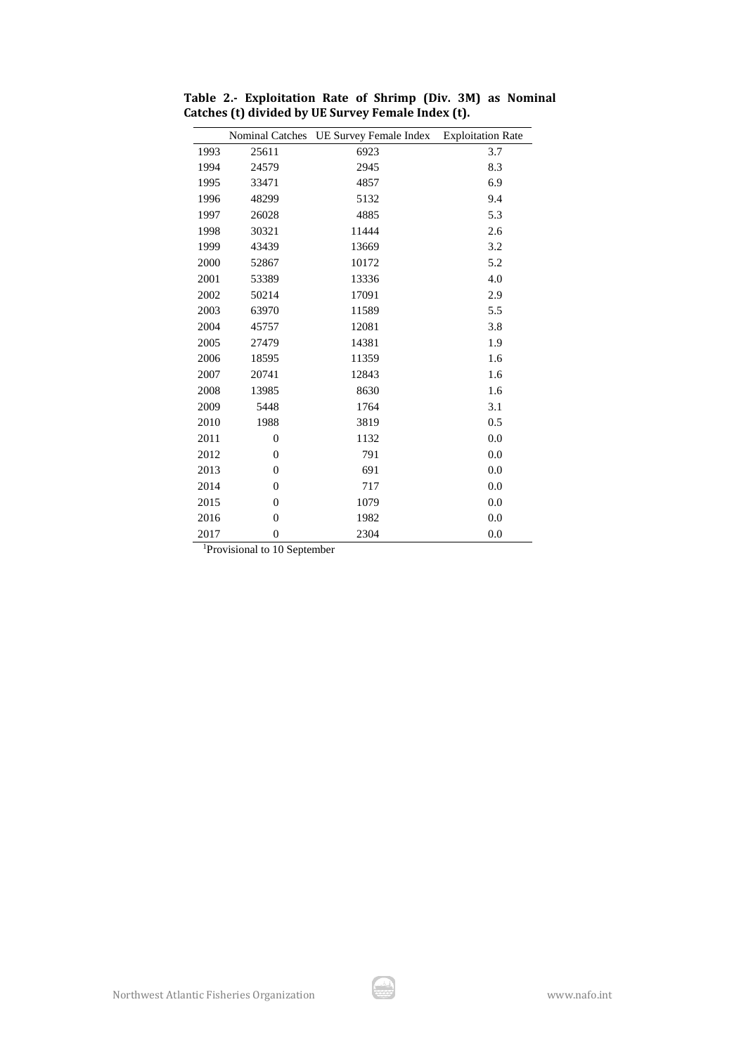**Table 2.- Exploitation Rate of Shrimp (Div. 3M) as Nominal Catches (t) divided by UE Survey Female Index (t).**

| | Nominal Catches | UE Survey Female Index | Exploitation Rate |
|---|---|---|---|
| 1993 | 25611 | 6923 | 3.7 |
| 1994 | 24579 | 2945 | 8.3 |
| 1995 | 33471 | 4857 | 6.9 |
| 1996 | 48299 | 5132 | 9.4 |
| 1997 | 26028 | 4885 | 5.3 |
| 1998 | 30321 | 11444 | 2.6 |
| 1999 | 43439 | 13669 | 3.2 |
| 2000 | 52867 | 10172 | 5.2 |
| 2001 | 53389 | 13336 | 4.0 |
| 2002 | 50214 | 17091 | 2.9 |
| 2003 | 63970 | 11589 | 5.5 |
| 2004 | 45757 | 12081 | 3.8 |
| 2005 | 27479 | 14381 | 1.9 |
| 2006 | 18595 | 11359 | 1.6 |
| 2007 | 20741 | 12843 | 1.6 |
| 2008 | 13985 | 8630 | 1.6 |
| 2009 | 5448 | 1764 | 3.1 |
| 2010 | 1988 | 3819 | 0.5 |
| 2011 | 0 | 1132 | 0.0 |
| 2012 | 0 | 791 | 0.0 |
| 2013 | 0 | 691 | 0.0 |
| 2014 | 0 | 717 | 0.0 |
| 2015 | 0 | 1079 | 0.0 |
| 2016 | 0 | 1982 | 0.0 |
| 2017 | 0 | 2304 | 0.0 |

[1]Provisional to 10 September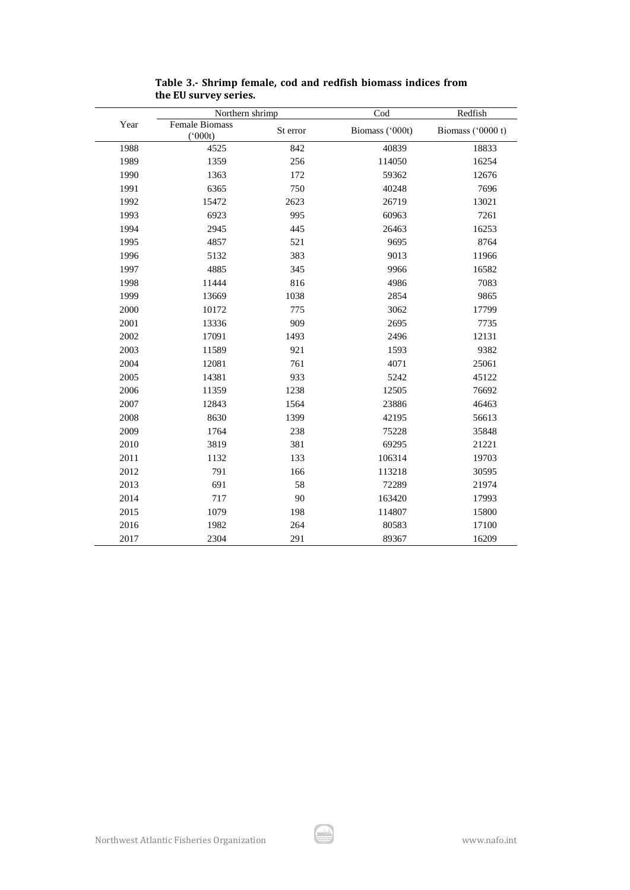**Table 3.- Shrimp female, cod and redfish biomass indices from the EU survey series.**

| Year | Northern shrimp | | Cod | Redfish |
|---|---|---|---|---|
| | Female Biomass ('000t) | St error | Biomass ('000t) | Biomass ('0000 t) |
| 1988 | 4525 | 842 | 40839 | 18833 |
| 1989 | 1359 | 256 | 114050 | 16254 |
| 1990 | 1363 | 172 | 59362 | 12676 |
| 1991 | 6365 | 750 | 40248 | 7696 |
| 1992 | 15472 | 2623 | 26719 | 13021 |
| 1993 | 6923 | 995 | 60963 | 7261 |
| 1994 | 2945 | 445 | 26463 | 16253 |
| 1995 | 4857 | 521 | 9695 | 8764 |
| 1996 | 5132 | 383 | 9013 | 11966 |
| 1997 | 4885 | 345 | 9966 | 16582 |
| 1998 | 11444 | 816 | 4986 | 7083 |
| 1999 | 13669 | 1038 | 2854 | 9865 |
| 2000 | 10172 | 775 | 3062 | 17799 |
| 2001 | 13336 | 909 | 2695 | 7735 |
| 2002 | 17091 | 1493 | 2496 | 12131 |
| 2003 | 11589 | 921 | 1593 | 9382 |
| 2004 | 12081 | 761 | 4071 | 25061 |
| 2005 | 14381 | 933 | 5242 | 45122 |
| 2006 | 11359 | 1238 | 12505 | 76692 |
| 2007 | 12843 | 1564 | 23886 | 46463 |
| 2008 | 8630 | 1399 | 42195 | 56613 |
| 2009 | 1764 | 238 | 75228 | 35848 |
| 2010 | 3819 | 381 | 69295 | 21221 |
| 2011 | 1132 | 133 | 106314 | 19703 |
| 2012 | 791 | 166 | 113218 | 30595 |
| 2013 | 691 | 58 | 72289 | 21974 |
| 2014 | 717 | 90 | 163420 | 17993 |
| 2015 | 1079 | 198 | 114807 | 15800 |
| 2016 | 1982 | 264 | 80583 | 17100 |
| 2017 | 2304 | 291 | 89367 | 16209 |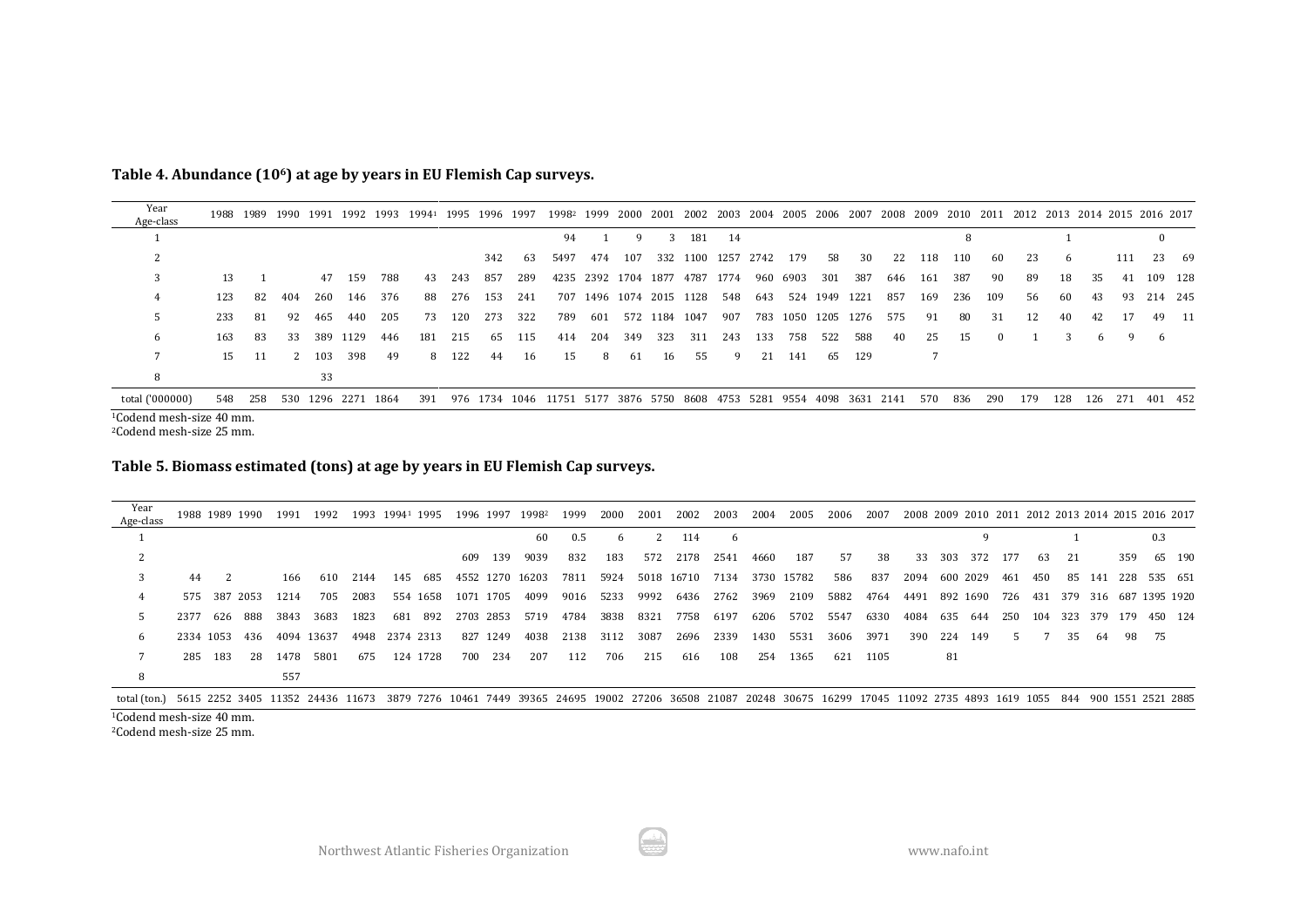**Table 4. Abundance ($10^6$) at age by years in EU Flemish Cap surveys.**

| Year / Age-class | 1988 | 1989 | 1990 | 1991 | 1992 | 1993 | 1994[1] | 1995 | 1996 | 1997 | 1998[2] | 1999 | 2000 | 2001 | 2002 | 2003 | 2004 | 2005 | 2006 | 2007 | 2008 | 2009 | 2010 | 2011 | 2012 | 2013 | 2014 | 2015 | 2016 | 2017 |
|---|---|---|---|---|---|---|---|---|---|---|---|---|---|---|---|---|---|---|---|---|---|---|---|---|---|---|---|---|---|---|
| 1 | | | | | | | | | | | 94 | 1 | 9 | 3 | 181 | 14 | | | | | | | 8 | | | 1 | | | 0 | |
| 2 | | | | | | | | | 342 | 63 | 5497 | 474 | 107 | 332 | 1100 | 1257 | 2742 | 179 | 58 | 30 | 22 | 118 | 110 | 60 | 23 | 6 | | 111 | 23 | 69 |
| 3 | 13 | 1 | | 47 | 159 | 788 | 43 | 243 | 857 | 289 | 4235 | 2392 | 1704 | 1877 | 4787 | 1774 | 960 | 6903 | 301 | 387 | 646 | 161 | 387 | 90 | 89 | 18 | 35 | 41 | 109 | 128 |
| 4 | 123 | 82 | 404 | 260 | 146 | 376 | 88 | 276 | 153 | 241 | 707 | 1496 | 1074 | 2015 | 1128 | 548 | 643 | 524 | 1949 | 1221 | 857 | 169 | 236 | 109 | 56 | 60 | 43 | 93 | 214 | 245 |
| 5 | 233 | 81 | 92 | 465 | 440 | 205 | 73 | 120 | 273 | 322 | 789 | 601 | 572 | 1184 | 1047 | 907 | 783 | 1050 | 1205 | 1276 | 575 | 91 | 80 | 31 | 12 | 40 | 42 | 17 | 49 | 11 |
| 6 | 163 | 83 | 33 | 389 | 1129 | 446 | 181 | 215 | 65 | 115 | 414 | 204 | 349 | 323 | 311 | 243 | 133 | 758 | 522 | 588 | 40 | 25 | 15 | 0 | 1 | 3 | 6 | 9 | 6 | |
| 7 | 15 | 11 | 2 | 103 | 398 | 49 | 8 | 122 | 44 | 16 | 15 | 8 | 61 | 16 | 55 | 9 | 21 | 141 | 65 | 129 | | 7 | | | | | | | | |
| 8 | | | | 33 | | | | | | | | | | | | | | | | | | | | | | | | | | |
| total ('000000) | 548 | 258 | 530 | 1296 | 2271 | 1864 | 391 | 976 | 1734 | 1046 | 11751 | 5177 | 3876 | 5750 | 8608 | 4753 | 5281 | 9554 | 4098 | 3631 | 2141 | 570 | 836 | 290 | 179 | 128 | 126 | 271 | 401 | 452 |

[1]Codend mesh-size 40 mm.
[2]Codend mesh-size 25 mm.

**Table 5. Biomass estimated (tons) at age by years in EU Flemish Cap surveys.**

| Year / Age-class | 1988 | 1989 | 1990 | 1991 | 1992 | 1993 | 1994[1] | 1995 | 1996 | 1997 | 1998[2] | 1999 | 2000 | 2001 | 2002 | 2003 | 2004 | 2005 | 2006 | 2007 | 2008 | 2009 | 2010 | 2011 | 2012 | 2013 | 2014 | 2015 | 2016 | 2017 |
|---|---|---|---|---|---|---|---|---|---|---|---|---|---|---|---|---|---|---|---|---|---|---|---|---|---|---|---|---|---|---|
| 1 | | | | | | | | | | | 60 | 0.5 | 6 | 2 | 114 | 6 | | | | | | | 9 | | | 1 | | | 0.3 | |
| 2 | | | | | | | | | 609 | 139 | 9039 | 832 | 183 | 572 | 2178 | 2541 | 4660 | 187 | 57 | 38 | 33 | 303 | 372 | 177 | 63 | 21 | | 359 | 65 | 190 |
| 3 | 44 | 2 | | 166 | 610 | 2144 | 145 | 685 | 4552 | 1270 | 16203 | 7811 | 5924 | 5018 | 16710 | 7134 | 3730 | 15782 | 586 | 837 | 2094 | 600 | 2029 | 461 | 450 | 85 | 141 | 228 | 535 | 651 |
| 4 | 575 | 387 | 2053 | 1214 | 705 | 2083 | 554 | 1658 | 1071 | 1705 | 4099 | 9016 | 5233 | 9992 | 6436 | 2762 | 3969 | 2109 | 5882 | 4764 | 4491 | 892 | 1690 | 726 | 431 | 379 | 316 | 687 | 1395 | 1920 |
| 5 | 2377 | 626 | 888 | 3843 | 3683 | 1823 | 681 | 892 | 2703 | 2853 | 5719 | 4784 | 3838 | 8321 | 7758 | 6197 | 6206 | 5702 | 5547 | 6330 | 4084 | 635 | 644 | 250 | 104 | 323 | 379 | 179 | 450 | 124 |
| 6 | 2334 | 1053 | 436 | 4094 | 13637 | 4948 | 2374 | 2313 | 827 | 1249 | 4038 | 2138 | 3112 | 3087 | 2696 | 2339 | 1430 | 5531 | 3606 | 3971 | 390 | 224 | 149 | 5 | 7 | 35 | 64 | 98 | 75 | |
| 7 | 285 | 183 | 28 | 1478 | 5801 | 675 | 124 | 1728 | 700 | 234 | 207 | 112 | 706 | 215 | 616 | 108 | 254 | 1365 | 621 | 1105 | | 81 | | | | | | | | |
| 8 | | | | 557 | | | | | | | | | | | | | | | | | | | | | | | | | | |
| total (ton.) | 5615 | 2252 | 3405 | 11352 | 24436 | 11673 | 3879 | 7276 | 10461 | 7449 | 39365 | 24695 | 19002 | 27206 | 36508 | 21087 | 20248 | 30675 | 16299 | 17045 | 11092 | 2735 | 4893 | 1619 | 1055 | 844 | 900 | 1551 | 2521 | 2885 |

[1]Codend mesh-size 40 mm.
[2]Codend mesh-size 25 mm.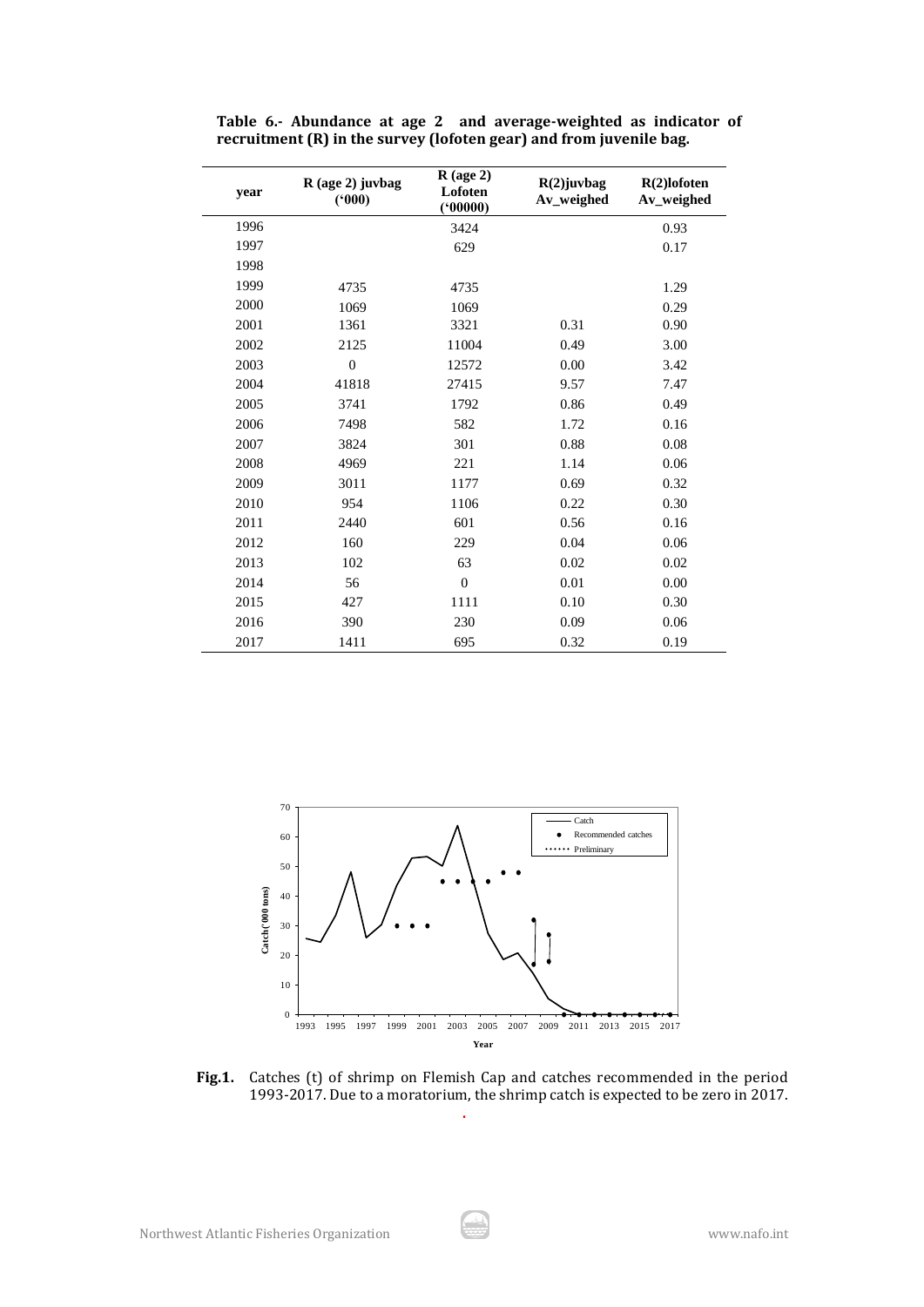**Table 6.- Abundance at age 2 and average-weighted as indicator of recruitment (R) in the survey (lofoten gear) and from juvenile bag.**

| year | R (age 2) juvbag ('000) | R (age 2) Lofoten ('00000) | R(2)juvbag Av_weighed | R(2)lofoten Av_weighed |
|---|---|---|---|---|
| 1996 | | 3424 | | 0.93 |
| 1997 | | 629 | | 0.17 |
| 1998 | | | | |
| 1999 | 4735 | 4735 | | 1.29 |
| 2000 | 1069 | 1069 | | 0.29 |
| 2001 | 1361 | 3321 | 0.31 | 0.90 |
| 2002 | 2125 | 11004 | 0.49 | 3.00 |
| 2003 | 0 | 12572 | 0.00 | 3.42 |
| 2004 | 41818 | 27415 | 9.57 | 7.47 |
| 2005 | 3741 | 1792 | 0.86 | 0.49 |
| 2006 | 7498 | 582 | 1.72 | 0.16 |
| 2007 | 3824 | 301 | 0.88 | 0.08 |
| 2008 | 4969 | 221 | 1.14 | 0.06 |
| 2009 | 3011 | 1177 | 0.69 | 0.32 |
| 2010 | 954 | 1106 | 0.22 | 0.30 |
| 2011 | 2440 | 601 | 0.56 | 0.16 |
| 2012 | 160 | 229 | 0.04 | 0.06 |
| 2013 | 102 | 63 | 0.02 | 0.02 |
| 2014 | 56 | 0 | 0.01 | 0.00 |
| 2015 | 427 | 1111 | 0.10 | 0.30 |
| 2016 | 390 | 230 | 0.09 | 0.06 |
| 2017 | 1411 | 695 | 0.32 | 0.19 |

**Fig.1.** Catches (t) of shrimp on Flemish Cap and catches recommended in the period 1993-2017. Due to a moratorium, the shrimp catch is expected to be zero in 2017.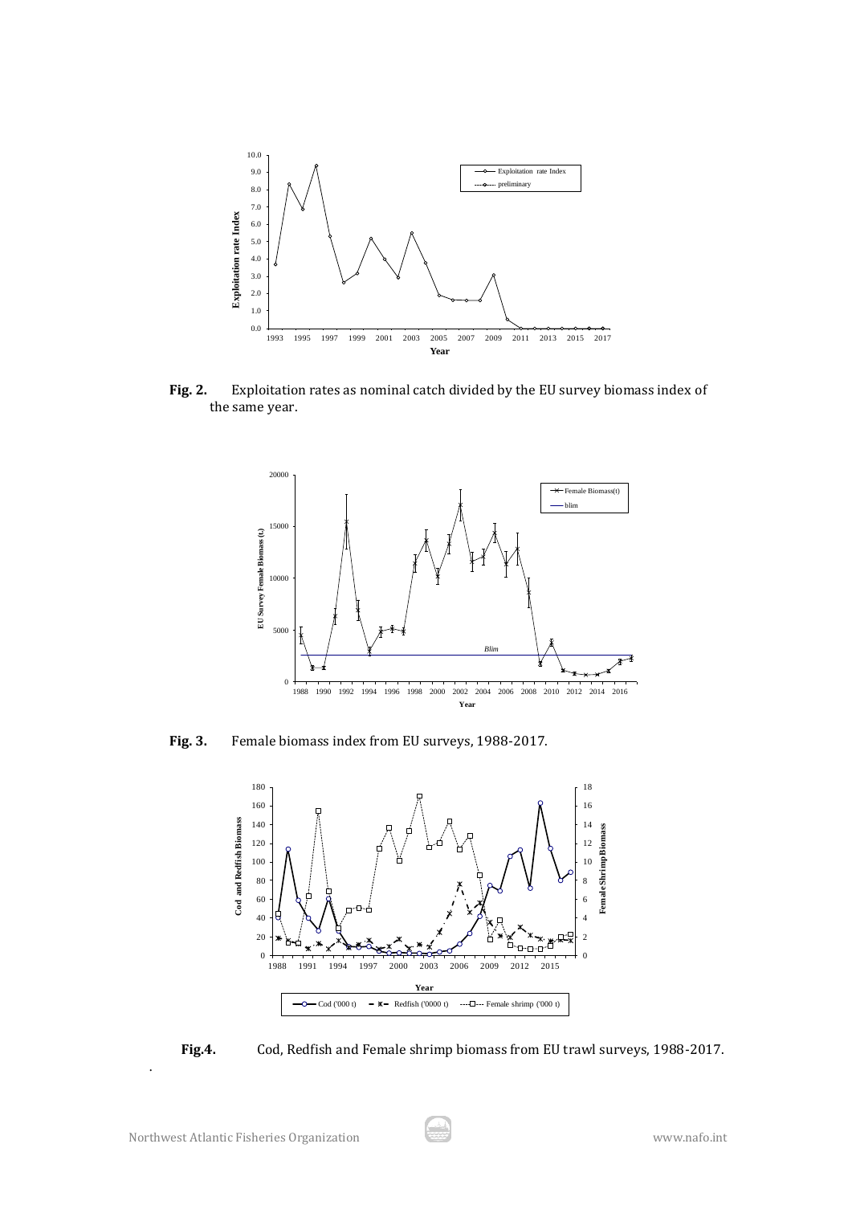**Fig. 2.** Exploitation rates as nominal catch divided by the EU survey biomass index of the same year.

**Fig. 3.** Female biomass index from EU surveys, 1988-2017.

**Fig.4.** Cod, Redfish and Female shrimp biomass from EU trawl surveys, 1988-2017.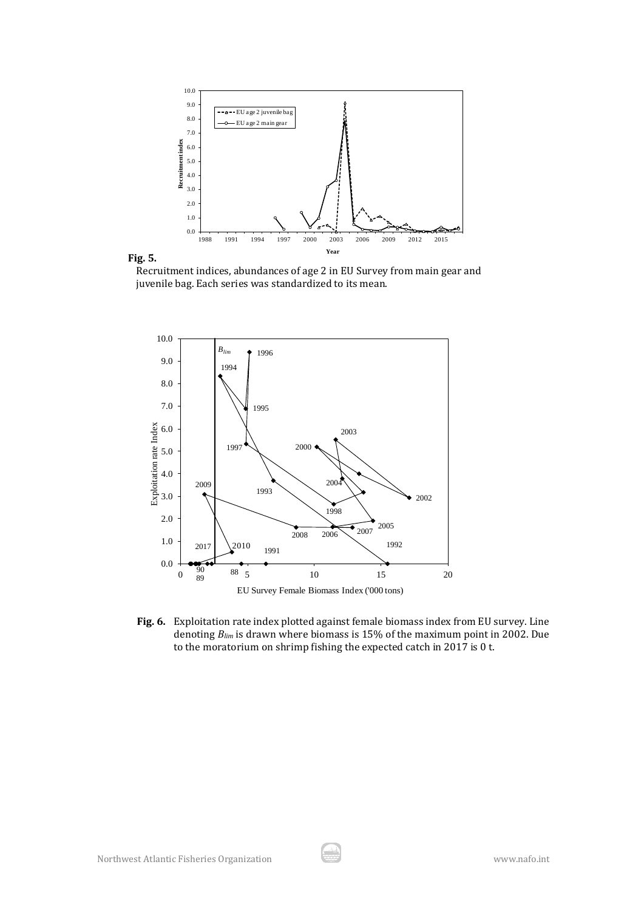10.0
9.0
8.0
7.0
6.0
5.0
4.0
3.0
2.0
1.0
0.0

Recruitment index

EU age 2 juvenile bag
EU age 2 main gear

1988 1991 1994 1997 2000 2003 2006 2009 2012 2015

Year

**Fig. 5.**

Recruitment indices, abundances of age 2 in EU Survey from main gear and juvenile bag. Each series was standardized to its mean.

10.0
9.0
8.0
7.0
6.0
5.0
4.0
3.0
2.0
1.0
0.0

Exploitation rate Index

$B_{lim}$

1996
1994
1995
2003
1997
2000
2004
2009
1993
2002
1998
2005
2008
2006
2007
1992
2017
2010
1991
90
89
88

0 5 10 15 20

EU Survey Female Biomass Index ('000 tons)

**Fig. 6.** Exploitation rate index plotted against female biomass index from EU survey. Line denoting $B_{lim}$ is drawn where biomass is 15% of the maximum point in 2002. Due to the moratorium on shrimp fishing the expected catch in 2017 is 0 t.